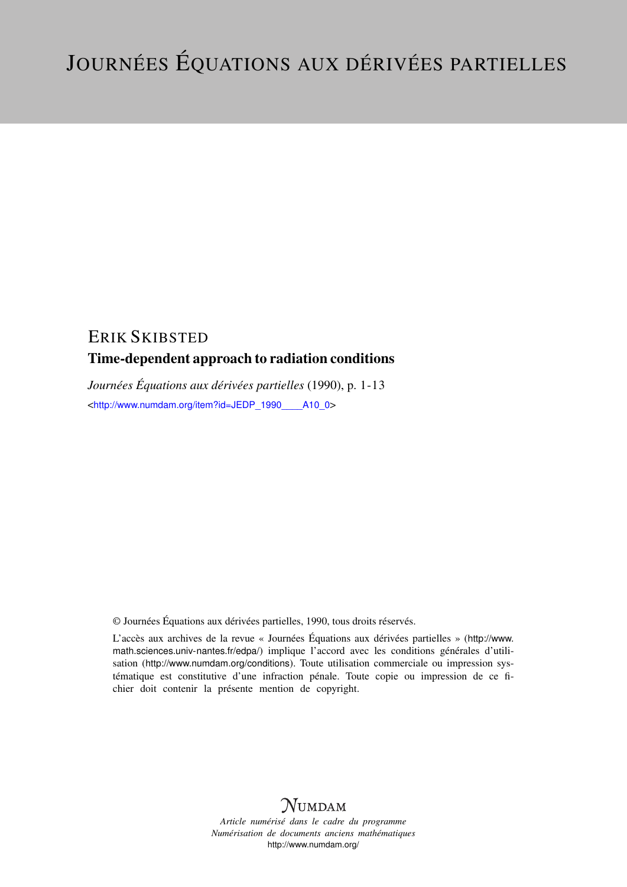# Journées Équations aux dérivées partielles

ERIK SKIBSTED

**Time-dependent approach to radiation conditions**

*Journées Équations aux dérivées partielles* (1990), p. 1-13

<http://www.numdam.org/item?id=JEDP_1990____A10_0>

© Journées Équations aux dérivées partielles, 1990, tous droits réservés.

L'accès aux archives de la revue « Journées Équations aux dérivées partielles » (http://www.math.sciences.univ-nantes.fr/edpa/) implique l'accord avec les conditions générales d'utilisation (http://www.numdam.org/conditions). Toute utilisation commerciale ou impression systématique est constitutive d'une infraction pénale. Toute copie ou impression de ce fichier doit contenir la présente mention de copyright.

NUMDAM

*Article numérisé dans le cadre du programme Numérisation de documents anciens mathématiques*

http://www.numdam.org/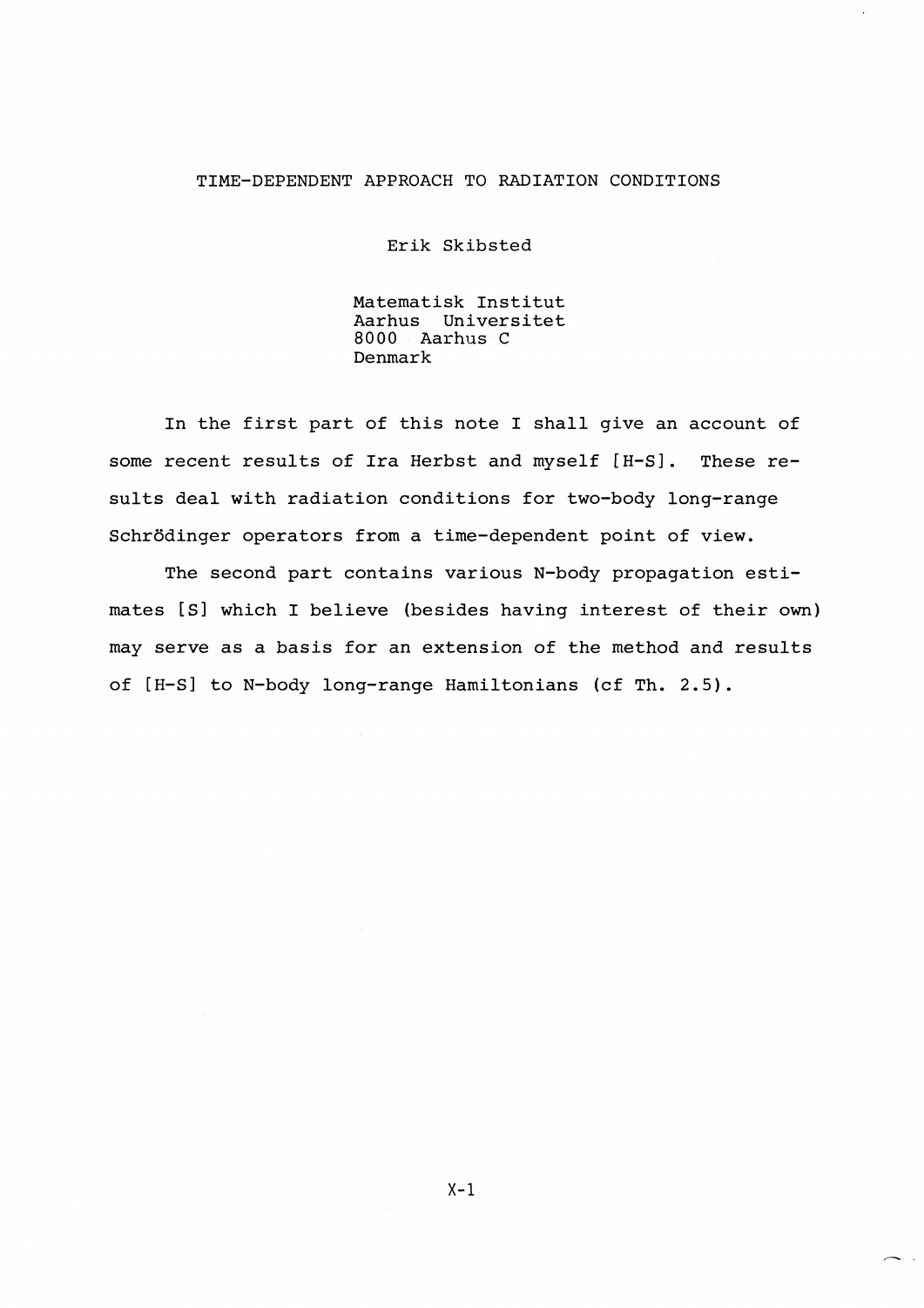# TIME-DEPENDENT APPROACH TO RADIATION CONDITIONS

Erik Skibsted

Matematisk Institut  
Aarhus Universitet  
8000 Aarhus C  
Denmark

In the first part of this note I shall give an account of some recent results of Ira Herbst and myself [H-S]. These results deal with radiation conditions for two-body long-range Schrödinger operators from a time-dependent point of view.

The second part contains various N-body propagation estimates [S] which I believe (besides having interest of their own) may serve as a basis for an extension of the method and results of [H-S] to N-body long-range Hamiltonians (cf Th. 2.5).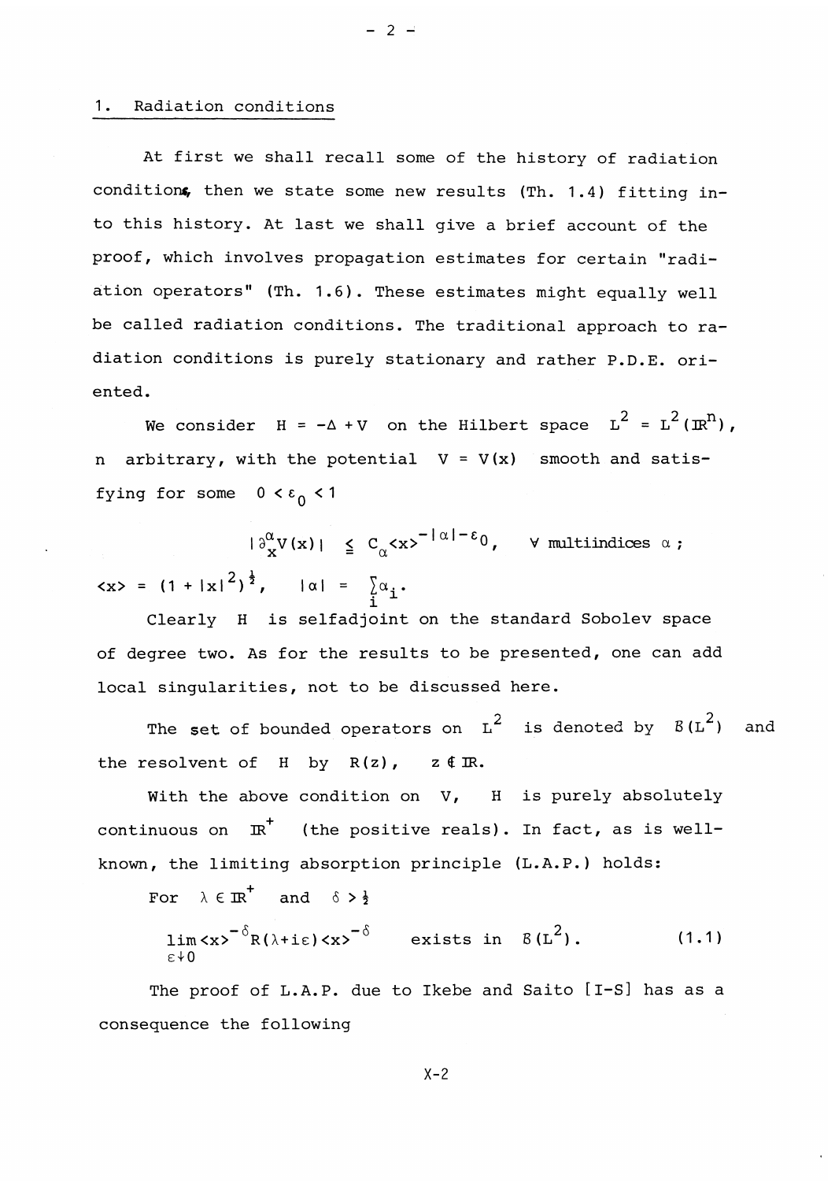## 1. Radiation conditions

At first we shall recall some of the history of radiation conditions, then we state some new results (Th. 1.4) fitting into this history. At last we shall give a brief account of the proof, which involves propagation estimates for certain "radiation operators" (Th. 1.6). These estimates might equally well be called radiation conditions. The traditional approach to radiation conditions is purely stationary and rather P.D.E. oriented.

We consider $H = -\Delta + V$ on the Hilbert space $L^2 = L^2(\mathbb{R}^n)$, $n$ arbitrary, with the potential $V = V(x)$ smooth and satisfying for some $0 < \varepsilon_0 < 1$

$$|\partial_x^\alpha V(x)| \leqq C_\alpha \langle x\rangle^{-|\alpha|-\varepsilon_0}, \quad \forall \text{ multiindices } \alpha\,;$$

$\langle x\rangle = (1+|x|^2)^{\frac{1}{2}}, \quad |\alpha| = \sum_i \alpha_i .$

Clearly $H$ is selfadjoint on the standard Sobolev space of degree two. As for the results to be presented, one can add local singularities, not to be discussed here.

The set of bounded operators on $L^2$ is denoted by $\mathcal{B}(L^2)$ and the resolvent of $H$ by $R(z)$, $z \notin \mathbb{R}$.

With the above condition on $V$, $H$ is purely absolutely continuous on $\mathbb{R}^+$ (the positive reals). In fact, as is well-known, the limiting absorption principle (L.A.P.) holds:

For $\lambda \in \mathbb{R}^+$ and $\delta > \frac{1}{2}$

$$\lim_{\varepsilon \downarrow 0} \langle x\rangle^{-\delta} R(\lambda + i\varepsilon)\langle x\rangle^{-\delta} \quad \text{exists in } \mathcal{B}(L^2). \tag{1.1}$$

The proof of L.A.P. due to Ikebe and Saito [I-S] has as a consequence the following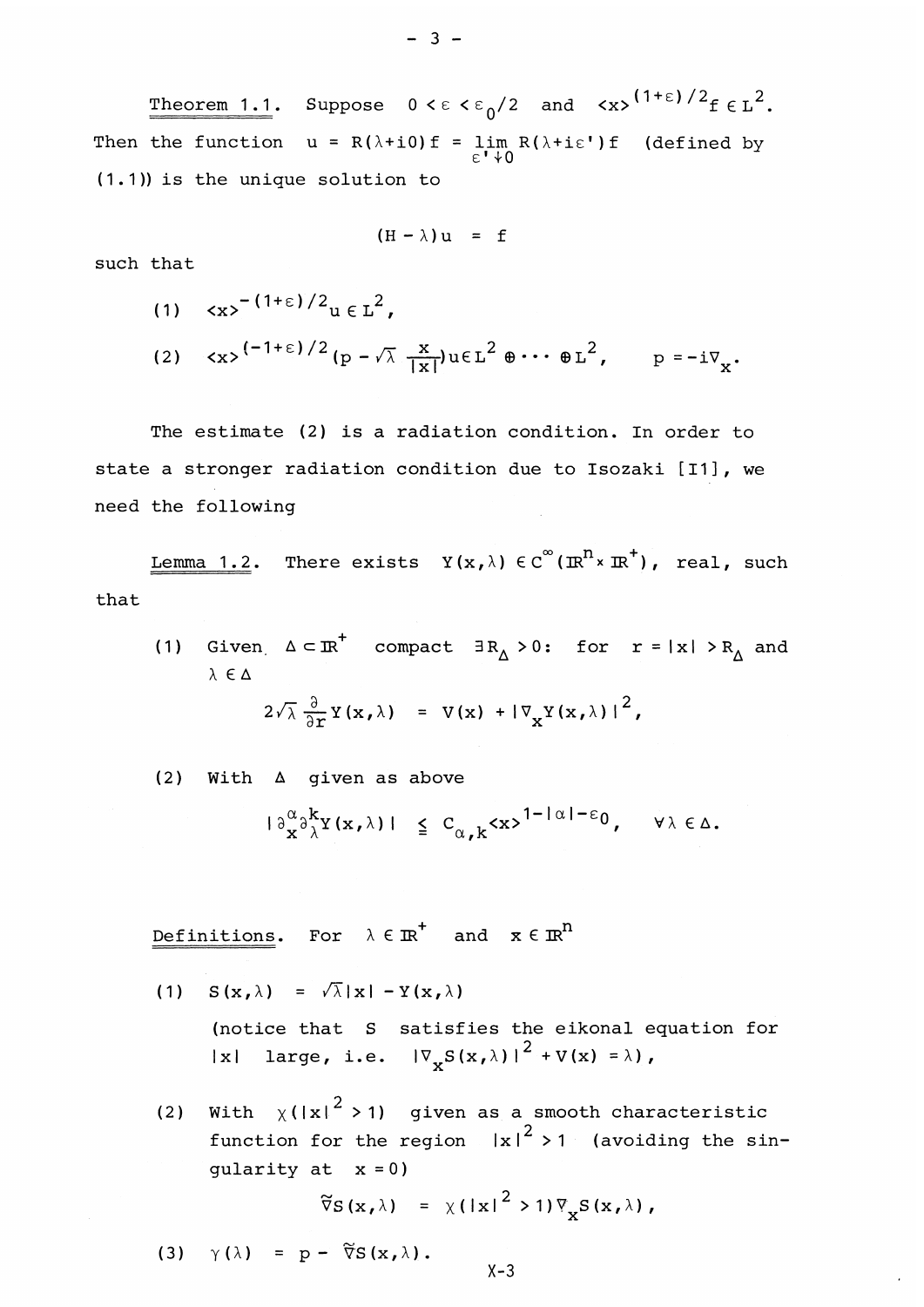<u>Theorem 1.1.</u> Suppose $0 < \varepsilon < \varepsilon_0/2$ and $\langle x \rangle^{(1+\varepsilon)/2} f \in L^2$. Then the function $u = R(\lambda + i0) f = \lim_{\varepsilon' \downarrow 0} R(\lambda + i\varepsilon') f$ (defined by (1.1)) is the unique solution to

$$(H - \lambda) u = f$$

such that

(1) $\langle x \rangle^{-(1+\varepsilon)/2} u \in L^2$,

(2) $\langle x \rangle^{(-1+\varepsilon)/2} (p - \sqrt{\lambda} \frac{x}{|x|}) u \in L^2 \oplus \cdots \oplus L^2, \qquad p = -i\nabla_x$.

The estimate (2) is a radiation condition. In order to state a stronger radiation condition due to Isozaki [I1], we need the following

<u>Lemma 1.2.</u> There exists $Y(x, \lambda) \in C^\infty(\mathbb{R}^n \times \mathbb{R}^+)$, real, such that

(1) Given $\Delta \subset \mathbb{R}^+$ compact $\exists R_\Delta > 0$: for $r = |x| > R_\Delta$ and $\lambda \in \Delta$

$$2\sqrt{\lambda} \frac{\partial}{\partial r} Y(x, \lambda) = V(x) + |\nabla_x Y(x, \lambda)|^2,$$

(2) With $\Delta$ given as above

$$|\partial_x^\alpha \partial_\lambda^k Y(x, \lambda)| \leqq C_{\alpha,k} \langle x \rangle^{1 - |\alpha| - \varepsilon_0}, \quad \forall \lambda \in \Delta.$$

<u>Definitions.</u> For $\lambda \in \mathbb{R}^+$ and $x \in \mathbb{R}^n$

(1) $S(x, \lambda) = \sqrt{\lambda}|x| - Y(x, \lambda)$

(notice that $S$ satisfies the eikonal equation for $|x|$ large, i.e. $|\nabla_x S(x, \lambda)|^2 + V(x) = \lambda$),

(2) With $\chi(|x|^2 > 1)$ given as a smooth characteristic function for the region $|x|^2 > 1$ (avoiding the singularity at $x = 0$)

$$\tilde{\nabla} S(x, \lambda) = \chi(|x|^2 > 1) \nabla_x S(x, \lambda),$$

(3) $\gamma(\lambda) = p - \tilde{\nabla} S(x, \lambda)$.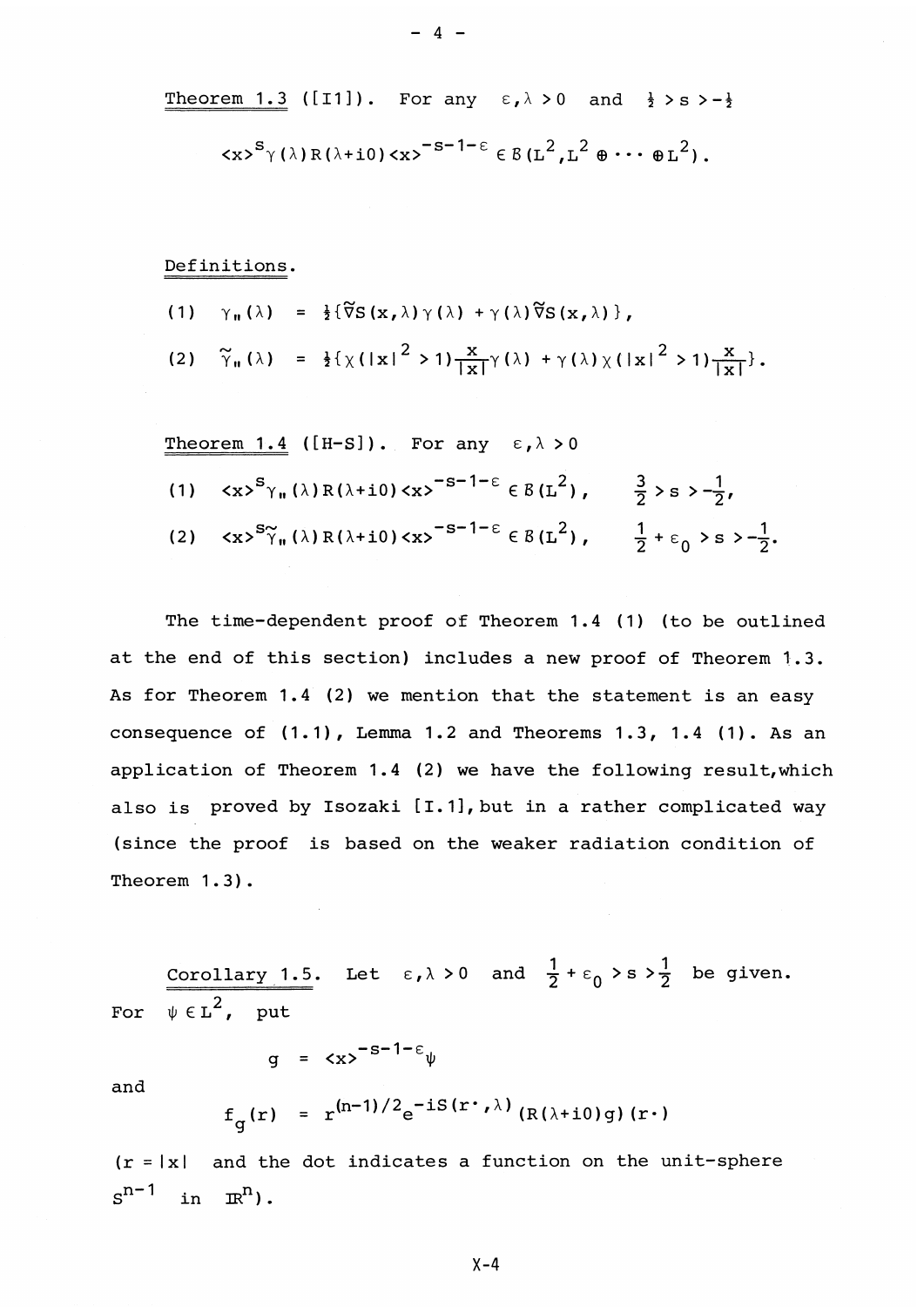Theorem 1.3 ([I1]). For any $\varepsilon, \lambda > 0$ and $\frac{1}{2} > s > -\frac{1}{2}$

$$\langle x\rangle^{s}\gamma(\lambda)R(\lambda+i0)\langle x\rangle^{-s-1-\varepsilon} \in \mathcal{B}(L^2, L^2 \oplus \cdots \oplus L^2).$$

Definitions.

$$(1) \quad \gamma_{\shortparallel}(\lambda) = \tfrac{1}{2}\{\tilde{\nabla}S(x,\lambda)\gamma(\lambda) + \gamma(\lambda)\tilde{\nabla}S(x,\lambda)\},$$

$$(2) \quad \tilde{\gamma}_{\shortparallel}(\lambda) = \tfrac{1}{2}\{\chi(|x|^2>1)\frac{x}{|x|}\gamma(\lambda) + \gamma(\lambda)\chi(|x|^2>1)\frac{x}{|x|}\}.$$

Theorem 1.4 ([H-S]). For any $\varepsilon, \lambda > 0$

$$(1) \quad \langle x\rangle^{s}\gamma_{\shortparallel}(\lambda)R(\lambda+i0)\langle x\rangle^{-s-1-\varepsilon} \in \mathcal{B}(L^2), \quad \tfrac{3}{2} > s > -\tfrac{1}{2},$$

$$(2) \quad \langle x\rangle^{s}\tilde{\gamma}_{\shortparallel}(\lambda)R(\lambda+i0)\langle x\rangle^{-s-1-\varepsilon} \in \mathcal{B}(L^2), \quad \tfrac{1}{2}+\varepsilon_0 > s > -\tfrac{1}{2}.$$

The time-dependent proof of Theorem 1.4 (1) (to be outlined at the end of this section) includes a new proof of Theorem 1.3. As for Theorem 1.4 (2) we mention that the statement is an easy consequence of (1.1), Lemma 1.2 and Theorems 1.3, 1.4 (1). As an application of Theorem 1.4 (2) we have the following result, which also is proved by Isozaki [I.1], but in a rather complicated way (since the proof is based on the weaker radiation condition of Theorem 1.3).

Corollary 1.5. Let $\varepsilon, \lambda > 0$ and $\frac{1}{2}+\varepsilon_0 > s > \frac{1}{2}$ be given. For $\psi \in L^2$, put

$$g = \langle x\rangle^{-s-1-\varepsilon}\psi$$

and

$$f_g(r) = r^{(n-1)/2}e^{-iS(r\cdot,\lambda)}(R(\lambda+i0)g)(r\cdot)$$

($r = |x|$ and the dot indicates a function on the unit-sphere $S^{n-1}$ in $\mathbb{R}^n$).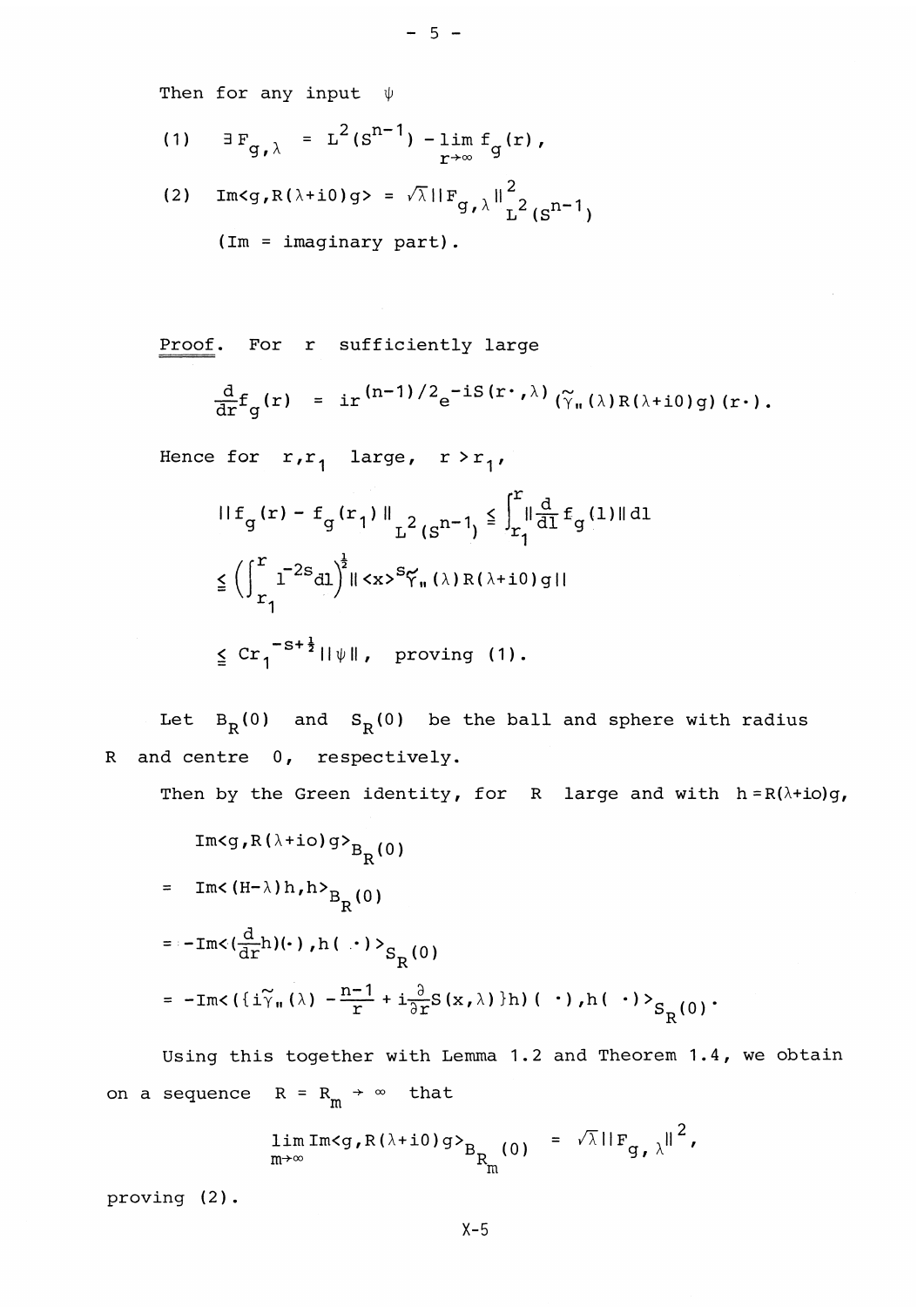Then for any input $\psi$

(1) $\quad \exists F_{g,\lambda} = L^2(S^{n-1}) - \lim_{r\to\infty} f_g(r)$,

(2) $\quad \mathrm{Im}\langle g, R(\lambda+i0)g\rangle = \sqrt{\lambda}\,\|F_{g,\lambda}\|^2_{L^2(S^{n-1})}$

(Im = imaginary part).

Proof. For $r$ sufficiently large

$$\frac{d}{dr}f_g(r) = ir^{(n-1)/2}e^{-iS(r\cdot,\lambda)}(\tilde{\gamma}_{\shortparallel}(\lambda)R(\lambda+i0)g)(r\cdot).$$

Hence for $r, r_1$ large, $r > r_1$,

$$\|f_g(r) - f_g(r_1)\|_{L^2(S^{n-1})} \leqq \int_{r_1}^{r} \|\frac{d}{dl}f_g(l)\|\,dl$$

$$\leqq \left(\int_{r_1}^{r} l^{-2s}dl\right)^{\frac{1}{2}} \|\langle x\rangle^s \tilde{\gamma}_{\shortparallel}(\lambda)R(\lambda+i0)g\|$$

$$\leqq Cr_1^{-s+\frac{1}{2}}\|\psi\|, \quad \text{proving (1).}$$

Let $B_R(0)$ and $S_R(0)$ be the ball and sphere with radius $R$ and centre $0$, respectively.

Then by the Green identity, for $R$ large and with $h = R(\lambda+io)g$,

$$\mathrm{Im}\langle g, R(\lambda+io)g\rangle_{B_R(0)}$$

$$= \mathrm{Im}\langle (H-\lambda)h, h\rangle_{B_R(0)}$$

$$= -\mathrm{Im}\langle (\tfrac{d}{dr}h)(\cdot), h(\cdot)\rangle_{S_R(0)}$$

$$= -\mathrm{Im}\langle (\{i\tilde{\gamma}_{\shortparallel}(\lambda) - \tfrac{n-1}{r} + i\tfrac{\partial}{\partial r}S(x,\lambda)\}h)(\cdot), h(\cdot)\rangle_{S_R(0)}.$$

Using this together with Lemma 1.2 and Theorem 1.4, we obtain on a sequence $R = R_m \to \infty$ that

$$\lim_{m\to\infty} \mathrm{Im}\langle g, R(\lambda+i0)g\rangle_{B_{R_m}(0)} = \sqrt{\lambda}\,\|F_{g,\lambda}\|^2,$$

proving (2).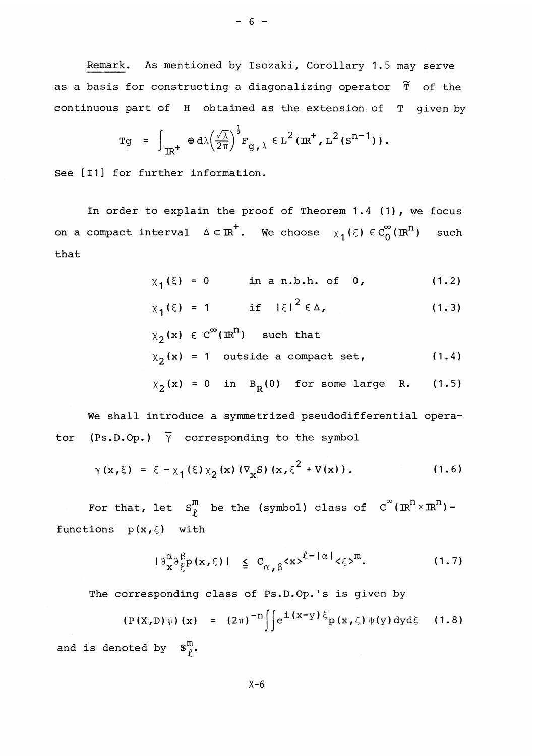*Remark.* As mentioned by Isozaki, Corollary 1.5 may serve as a basis for constructing a diagonalizing operator $\tilde{T}$ of the continuous part of $H$ obtained as the extension of $T$ given by

$$Tg = \int_{\mathbb{R}^+} \oplus d\lambda \left(\frac{\sqrt{\lambda}}{2\pi}\right)^{\frac{1}{2}} F_{g,\lambda} \in L^2(\mathbb{R}^+, L^2(S^{n-1})).$$

See [I1] for further information.

In order to explain the proof of Theorem 1.4 (1), we focus on a compact interval $\Delta \subset \mathbb{R}^+$. We choose $\chi_1(\xi) \in C_0^\infty(\mathbb{R}^n)$ such that

$$\chi_1(\xi) = 0 \qquad \text{in a n.b.h. of } 0, \tag{1.2}$$

$$\chi_1(\xi) = 1 \qquad \text{if } |\xi|^2 \in \Delta, \tag{1.3}$$

$\chi_2(x) \in C^\infty(\mathbb{R}^n)$ such that

$$\chi_2(x) = 1 \quad \text{outside a compact set,} \tag{1.4}$$

$$\chi_2(x) = 0 \quad \text{in } B_R(0) \text{ for some large } R. \tag{1.5}$$

We shall introduce a symmetrized pseudodifferential operator (Ps.D.Op.) $\overline{\gamma}$ corresponding to the symbol

$$\gamma(x,\xi) = \xi - \chi_1(\xi)\chi_2(x)(\nabla_x S)(x, \xi^2 + V(x)). \tag{1.6}$$

For that, let $S_\ell^m$ be the (symbol) class of $C^\infty(\mathbb{R}^n \times \mathbb{R}^n)$-functions $p(x,\xi)$ with

$$|\partial_x^\alpha \partial_\xi^\beta p(x,\xi)| \leqq C_{\alpha,\beta} \langle x\rangle^{\ell - |\alpha|} \langle \xi \rangle^m. \tag{1.7}$$

The corresponding class of Ps.D.Op.'s is given by

$$(P(X,D)\psi)(x) = (2\pi)^{-n} \iint e^{i(x-y)\xi} p(x,\xi)\psi(y)\,dy\,d\xi \tag{1.8}$$

and is denoted by $\mathfrak{S}_\ell^m$.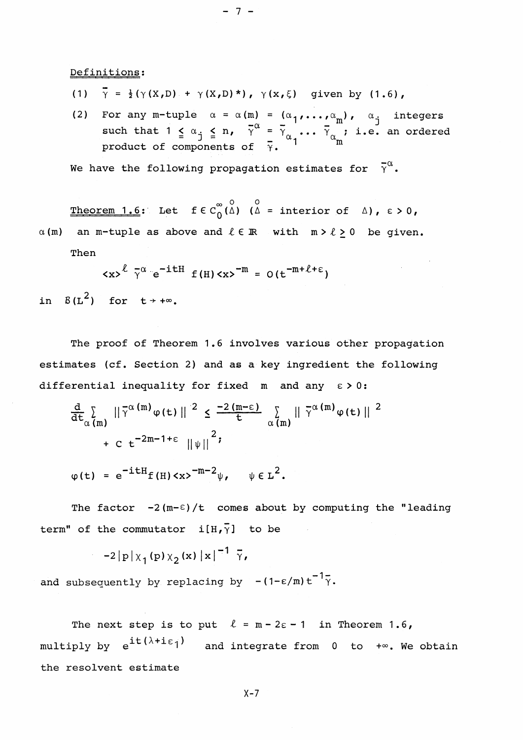Definitions:

(1) $\bar{\gamma} = \frac{1}{2}(\gamma(X,D) + \gamma(X,D)^*)$, $\gamma(x,\xi)$ given by (1.6),

(2) For any m-tuple $\alpha = \alpha(m) = (\alpha_1,\ldots,\alpha_m)$, $\alpha_j$ integers such that $1 \leq \alpha_j \leq n$, $\bar{\gamma}^\alpha = \bar{\gamma}_{\alpha_1} \cdots \bar{\gamma}_{\alpha_m}$; i.e. an ordered product of components of $\bar{\gamma}$.

We have the following propagation estimates for $\bar{\gamma}^\alpha$.

Theorem 1.6: Let $f \in C_0^\infty(\overset{\circ}{\Delta})$ ($\overset{\circ}{\Delta}$ = interior of $\Delta$), $\varepsilon > 0$, $\alpha(m)$ an m-tuple as above and $\ell \in \mathbb{R}$ with $m > \ell \geq 0$ be given.

Then

$$\langle x\rangle^\ell \, \bar{\gamma}^\alpha \, e^{-itH} f(H) \langle x\rangle^{-m} = O(t^{-m+\ell+\varepsilon})$$

in $\mathcal{B}(L^2)$ for $t \to +\infty$.

The proof of Theorem 1.6 involves various other propagation estimates (cf. Section 2) and as a key ingredient the following differential inequality for fixed $m$ and any $\varepsilon > 0$:

$$\frac{d}{dt}\sum_{\alpha(m)} \|\bar{\gamma}^{\alpha(m)}\varphi(t)\|^2 \leq \frac{-2(m-\varepsilon)}{t} \sum_{\alpha(m)} \|\bar{\gamma}^{\alpha(m)}\varphi(t)\|^2 + C\, t^{-2m-1+\varepsilon} \|\psi\|^2;$$

$$\varphi(t) = e^{-itH} f(H) \langle x\rangle^{-m-2}\psi, \quad \psi \in L^2.$$

The factor $-2(m-\varepsilon)/t$ comes about by computing the "leading term" of the commutator $i[H,\bar{\gamma}]$ to be

$$-2|p|\chi_1(p)\chi_2(x)|x|^{-1}\bar{\gamma},$$

and subsequently by replacing by $-(1-\varepsilon/m)t^{-1}\bar{\gamma}$.

The next step is to put $\ell = m - 2\varepsilon - 1$ in Theorem 1.6, multiply by $e^{it(\lambda+i\varepsilon_1)}$ and integrate from $0$ to $+\infty$. We obtain the resolvent estimate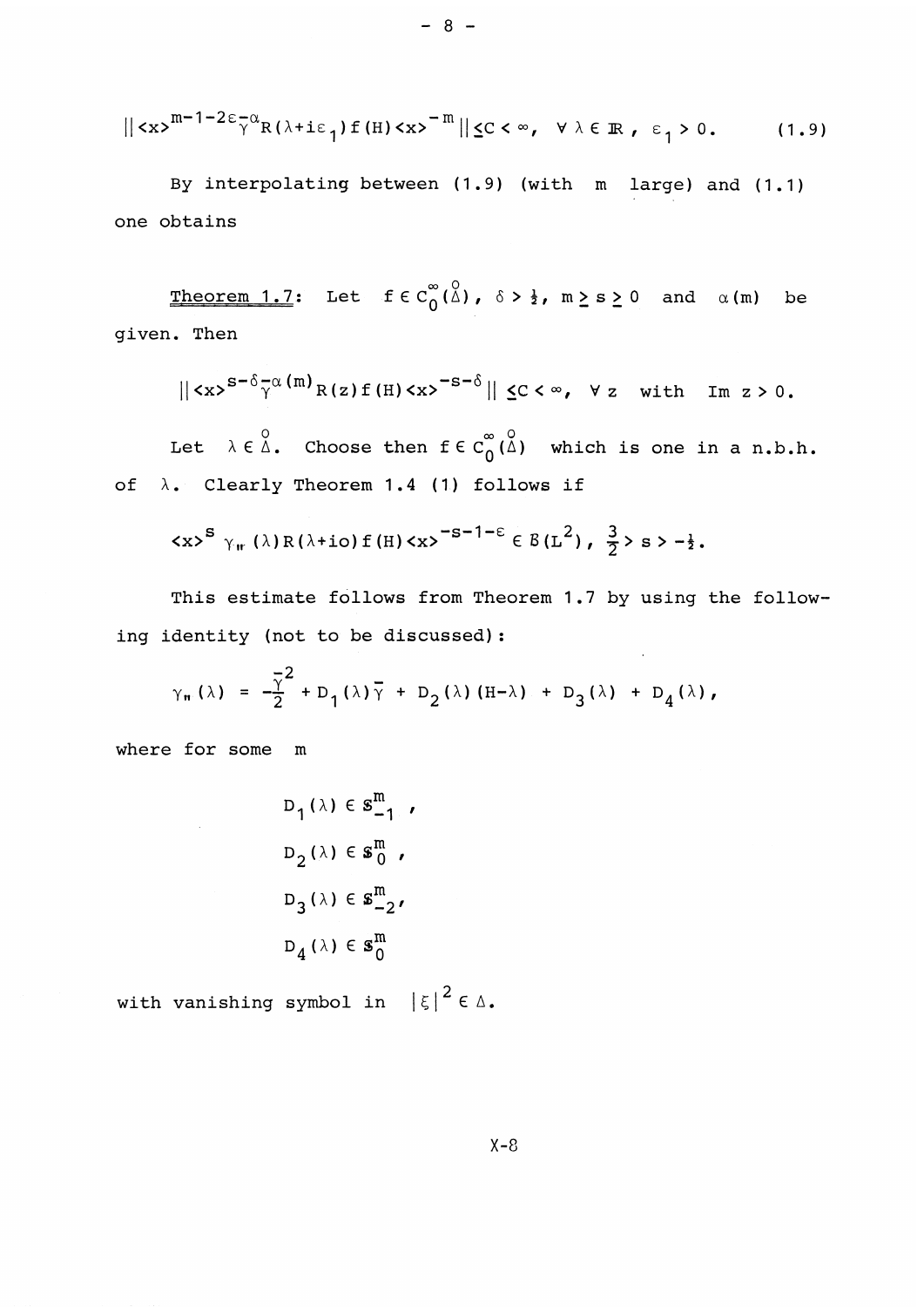$$\| \langle x \rangle^{m-1-2\varepsilon-\alpha} \bar{\gamma}^{\alpha} R(\lambda + i\varepsilon_1) f(H) \langle x \rangle^{-m} \| \leq C < \infty, \quad \forall \lambda \in \mathbb{R}, \ \varepsilon_1 > 0. \qquad (1.9)$$

By interpolating between (1.9) (with $m$ large) and (1.1) one obtains

<u>Theorem 1.7</u>: Let $f \in C_0^\infty(\overset{\circ}{\Delta})$, $\delta > \frac{1}{2}$, $m \geq s \geq 0$ and $\alpha(m)$ be given. Then

$$\| \langle x \rangle^{s-\delta} \bar{\gamma}^{\alpha(m)} R(z) f(H) \langle x \rangle^{-s-\delta} \| \leq C < \infty, \quad \forall z \ \text{ with } \ \operatorname{Im} z > 0.$$

Let $\lambda \in \overset{\circ}{\Delta}$. Choose then $f \in C_0^\infty(\overset{\circ}{\Delta})$ which is one in a n.b.h. of $\lambda$. Clearly Theorem 1.4 (1) follows if

$$\langle x \rangle^{s} \gamma_{''}(\lambda) R(\lambda + io) f(H) \langle x \rangle^{-s-1-\varepsilon} \in \mathcal{B}(L^2), \ \frac{3}{2} > s > -\frac{1}{2}.$$

This estimate follows from Theorem 1.7 by using the following identity (not to be discussed):

$$\gamma_{''}(\lambda) = -\frac{\bar{\gamma}^2}{2} + D_1(\lambda)\bar{\gamma} + D_2(\lambda)(H-\lambda) + D_3(\lambda) + D_4(\lambda),$$

where for some $m$

$$D_1(\lambda) \in \mathcal{S}^m_{-1},$$

$$D_2(\lambda) \in \mathcal{S}^m_{0},$$

$$D_3(\lambda) \in \mathcal{S}^m_{-2},$$

$$D_4(\lambda) \in \mathcal{S}^m_{0}$$

with vanishing symbol in $|\xi|^2 \in \Delta$.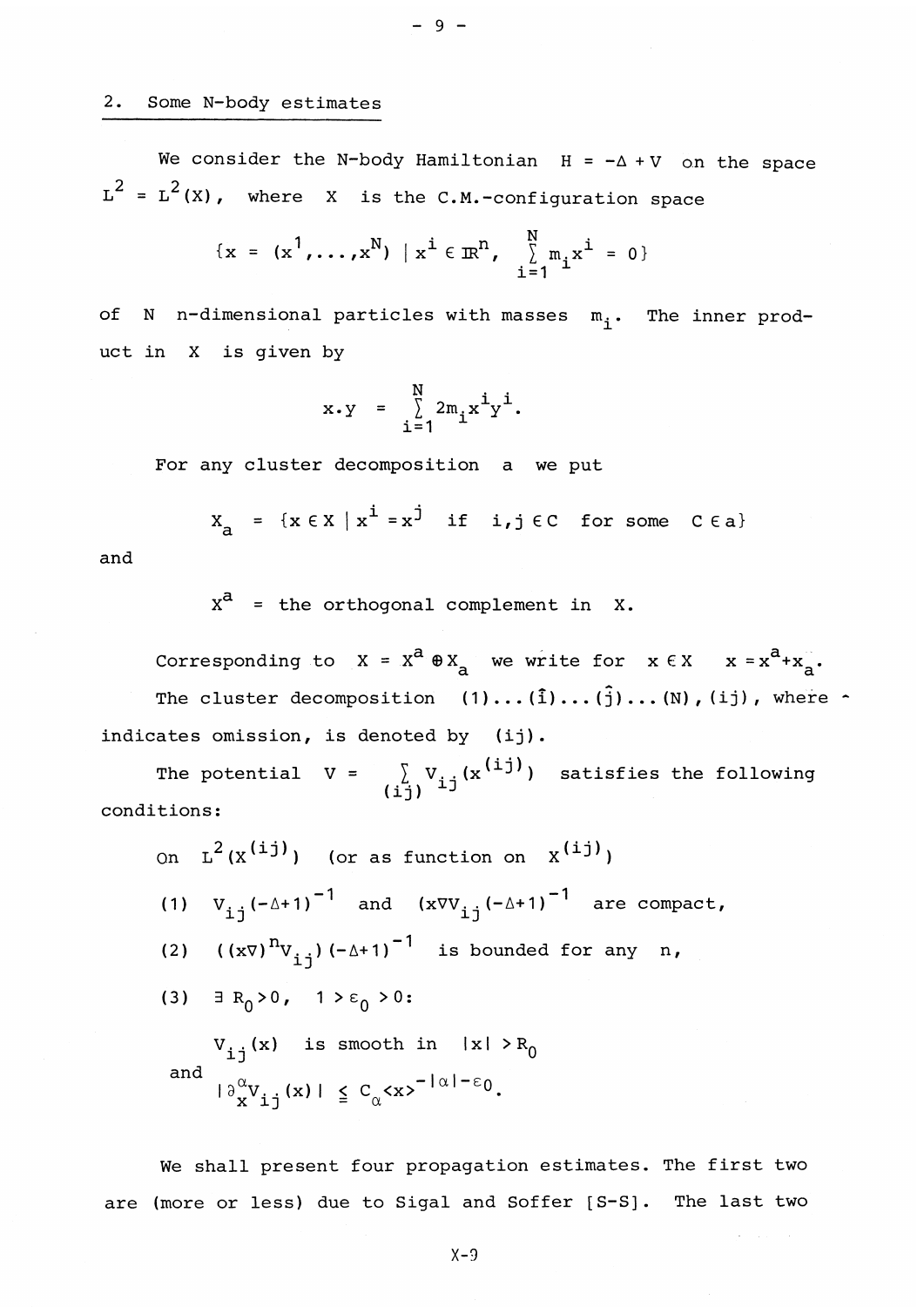## 2. Some N-body estimates

We consider the N-body Hamiltonian $H = -\Delta + V$ on the space $L^2 = L^2(X)$, where $X$ is the C.M.-configuration space

$$\{x = (x^1,\dots,x^N) \mid x^i \in \mathbb{R}^n, \ \sum_{i=1}^{N} m_i x^i = 0\}$$

of $N$ $n$-dimensional particles with masses $m_i$. The inner product in $X$ is given by

$$x \cdot y = \sum_{i=1}^{N} 2m_i x^i y^i.$$

For any cluster decomposition $a$ we put

$$X_a = \{x \in X \mid x^i = x^j \text{ if } i,j \in C \text{ for some } C \in a\}$$

and

$$X^a = \text{the orthogonal complement in } X.$$

Corresponding to $X = X^a \oplus X_a$ we write for $x \in X$ $\quad x = x^a + x_a$.

The cluster decomposition $(1)\dots(\hat{i})\dots(\hat{j})\dots(N),(ij)$, where $\hat{}$ indicates omission, is denoted by $(ij)$.

The potential $V = \sum_{(ij)} V_{ij}(x^{(ij)})$ satisfies the following conditions:

On $L^2(X^{(ij)})$ (or as function on $X^{(ij)}$)

(1) $V_{ij}(-\Delta+1)^{-1}$ and $(x\nabla V_{ij}(-\Delta+1)^{-1}$ are compact,

(2) $((x\nabla)^n V_{ij})(-\Delta+1)^{-1}$ is bounded for any $n$,

(3) $\exists\, R_0 > 0, \ 1 > \varepsilon_0 > 0$:

$V_{ij}(x)$ is smooth in $|x| > R_0$

and

$$|\partial_x^\alpha V_{ij}(x)| \leqq C_\alpha \langle x \rangle^{-|\alpha|-\varepsilon_0}.$$

We shall present four propagation estimates. The first two are (more or less) due to Sigal and Soffer [S-S]. The last two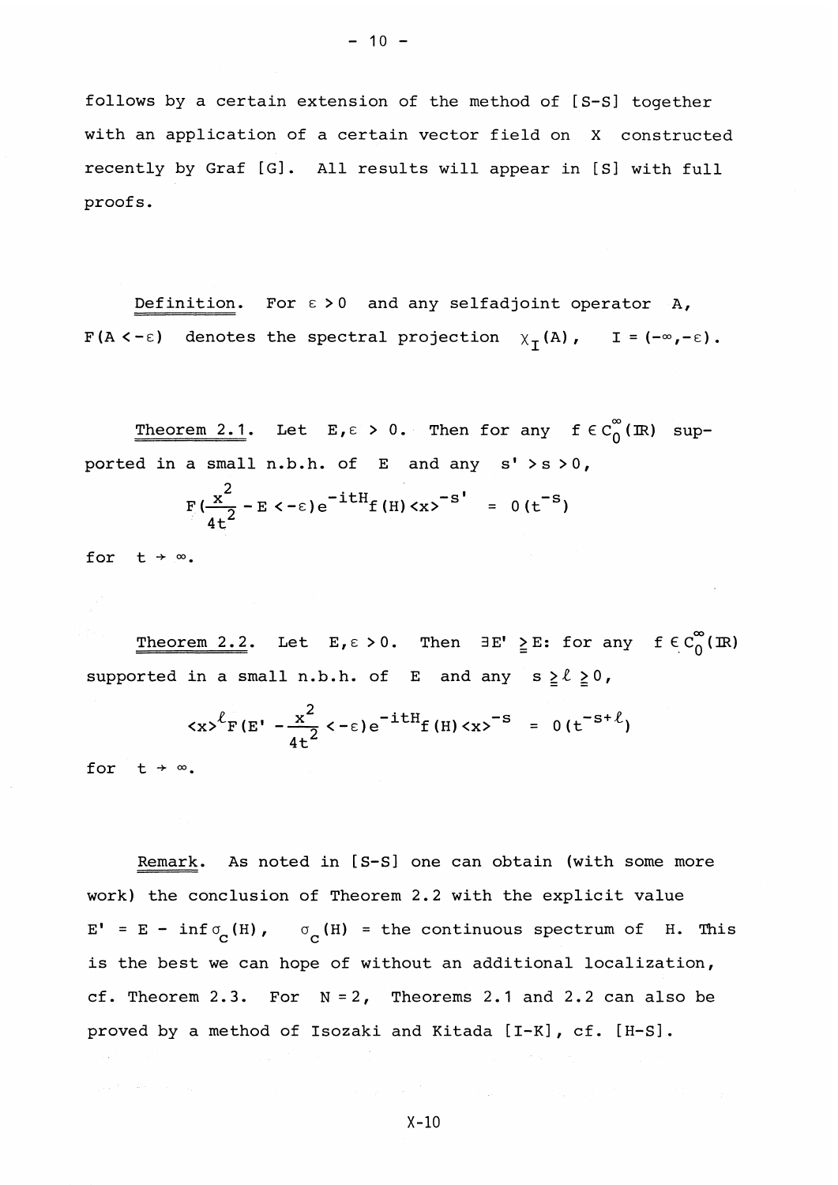follows by a certain extension of the method of [S-S] together with an application of a certain vector field on X constructed recently by Graf [G]. All results will appear in [S] with full proofs.

Definition. For $\varepsilon > 0$ and any selfadjoint operator $A$, $F(A < -\varepsilon)$ denotes the spectral projection $\chi_I(A)$, $I = (-\infty, -\varepsilon)$.

Theorem 2.1. Let $E, \varepsilon > 0$. Then for any $f \in C_0^\infty(\mathbb{R})$ supported in a small n.b.h. of $E$ and any $s' > s > 0$,

$$F\left(\frac{x^2}{4t^2} - E < -\varepsilon\right) e^{-itH} f(H) \langle x \rangle^{-s'} = O(t^{-s})$$

for $t \to \infty$.

Theorem 2.2. Let $E, \varepsilon > 0$. Then $\exists E' \geqq E$: for any $f \in C_0^\infty(\mathbb{R})$ supported in a small n.b.h. of $E$ and any $s \geqq \ell \geqq 0$,

$$\langle x \rangle^{\ell} F\left(E' - \frac{x^2}{4t^2} < -\varepsilon\right) e^{-itH} f(H) \langle x \rangle^{-s} = O(t^{-s+\ell})$$

for $t \to \infty$.

Remark. As noted in [S-S] one can obtain (with some more work) the conclusion of Theorem 2.2 with the explicit value $E' = E - \inf \sigma_c(H)$, $\sigma_c(H)$ = the continuous spectrum of $H$. This is the best we can hope of without an additional localization, cf. Theorem 2.3. For $N = 2$, Theorems 2.1 and 2.2 can also be proved by a method of Isozaki and Kitada [I-K], cf. [H-S].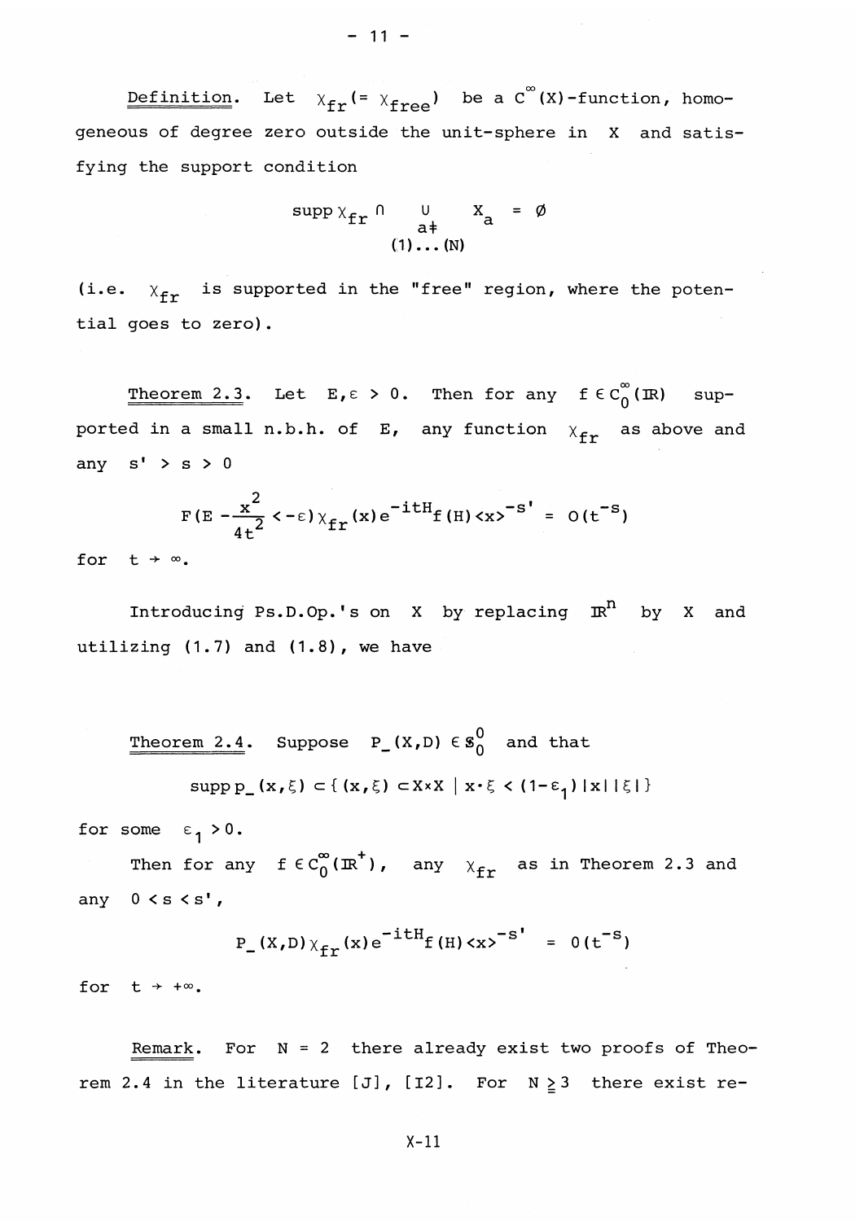<u>Definition</u>. Let $\chi_{fr} (= \chi_{free})$ be a $C^\infty(X)$-function, homogeneous of degree zero outside the unit-sphere in $X$ and satisfying the support condition

$$\operatorname{supp} \chi_{fr} \cap \bigcup_{\substack{a \neq \\ (1)\dots(N)}} X_a = \emptyset$$

(i.e. $\chi_{fr}$ is supported in the "free" region, where the potential goes to zero).

<u>Theorem 2.3</u>. Let $E, \varepsilon > 0$. Then for any $f \in C_0^\infty(\mathbb{R})$ supported in a small n.b.h. of $E$, any function $\chi_{fr}$ as above and any $s' > s > 0$

$$F(E - \frac{x^2}{4t^2} < -\varepsilon) \chi_{fr}(x) e^{-itH} f(H) \langle x \rangle^{-s'} = O(t^{-s})$$

for $t \to \infty$.

Introducing Ps.D.Op.'s on $X$ by replacing $\mathbb{R}^n$ by $X$ and utilizing (1.7) and (1.8), we have

<u>Theorem 2.4</u>. Suppose $P_-(X,D) \in \mathcal{S}_0^0$ and that

$$\operatorname{supp} p_-(x,\xi) \subset \{(x,\xi) \subset X \times X \mid x \cdot \xi < (1-\varepsilon_1)|x||\xi|\}$$

for some $\varepsilon_1 > 0$.

Then for any $f \in C_0^\infty(\mathbb{R}^+)$, any $\chi_{fr}$ as in Theorem 2.3 and any $0 < s < s'$,

$$P_-(X,D) \chi_{fr}(x) e^{-itH} f(H) \langle x \rangle^{-s'} = O(t^{-s})$$

for $t \to +\infty$.

<u>Remark</u>. For $N = 2$ there already exist two proofs of Theorem 2.4 in the literature [J], [I2]. For $N \geq 3$ there exist re-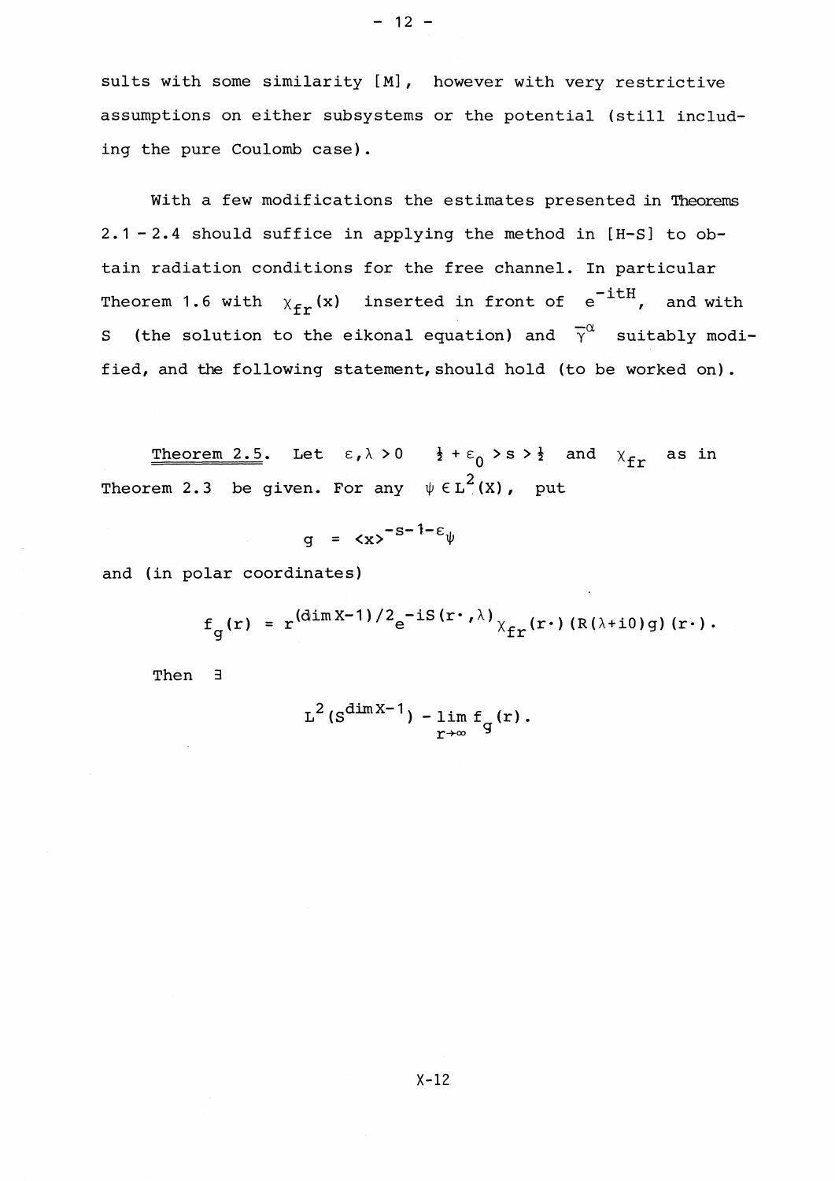sults with some similarity [M], however with very restrictive assumptions on either subsystems or the potential (still including the pure Coulomb case).

With a few modifications the estimates presented in Theorems 2.1 - 2.4 should suffice in applying the method in [H-S] to obtain radiation conditions for the free channel. In particular Theorem 1.6 with $\chi_{fr}(x)$ inserted in front of $e^{-itH}$, and with $S$ (the solution to the eikonal equation) and $\overline{\gamma}^{\alpha}$ suitably modified, and the following statement, should hold (to be worked on).

<u>Theorem 2.5</u>. Let $\varepsilon, \lambda > 0$ $\frac{1}{2} + \varepsilon_0 > s > \frac{1}{2}$ and $\chi_{fr}$ as in Theorem 2.3 be given. For any $\psi \in L^2(X)$, put

$$g = \langle x \rangle^{-s-1-\varepsilon}\psi$$

and (in polar coordinates)

$$f_g(r) = r^{(\dim X-1)/2} e^{-iS(r\cdot,\lambda)} \chi_{fr}(r\cdot)(R(\lambda+i0)g)(r\cdot).$$

Then $\exists$

$$L^2(S^{\dim X-1}) - \lim_{r\to\infty} f_g(r).$$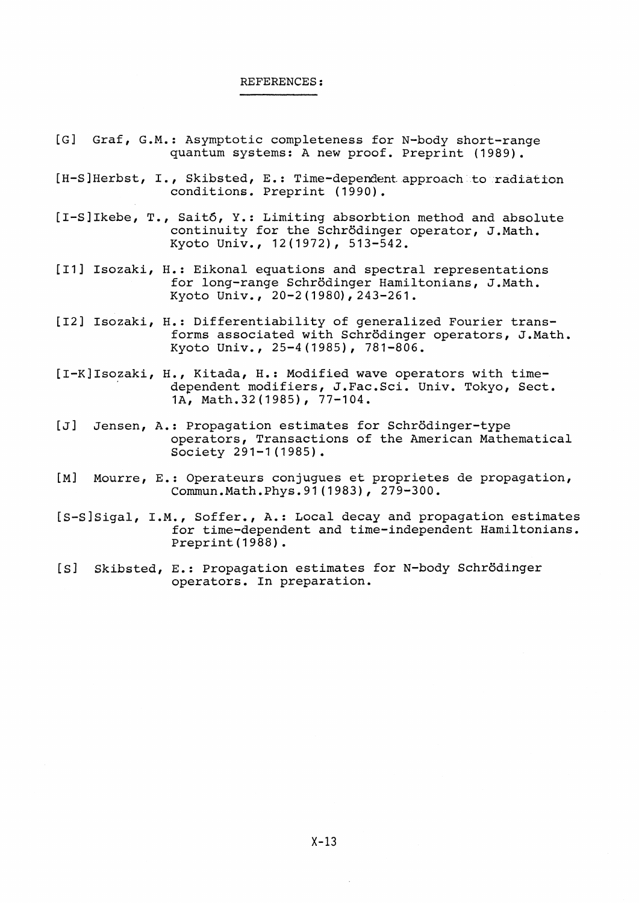# REFERENCES:

[G] Graf, G.M.: Asymptotic completeness for N-body short-range quantum systems: A new proof. Preprint (1989).

[H-S] Herbst, I., Skibsted, E.: Time-dependent approach to radiation conditions. Preprint (1990).

[I-S] Ikebe, T., Saitō, Y.: Limiting absorbtion method and absolute continuity for the Schrödinger operator, J.Math. Kyoto Univ., 12(1972), 513-542.

[I1] Isozaki, H.: Eikonal equations and spectral representations for long-range Schrödinger Hamiltonians, J.Math. Kyoto Univ., 20-2(1980), 243-261.

[I2] Isozaki, H.: Differentiability of generalized Fourier transforms associated with Schrödinger operators, J.Math. Kyoto Univ., 25-4(1985), 781-806.

[I-K] Isozaki, H., Kitada, H.: Modified wave operators with time-dependent modifiers, J.Fac.Sci. Univ. Tokyo, Sect. 1A, Math.32(1985), 77-104.

[J] Jensen, A.: Propagation estimates for Schrödinger-type operators, Transactions of the American Mathematical Society 291-1(1985).

[M] Mourre, E.: Operateurs conjugues et proprietes de propagation, Commun.Math.Phys.91(1983), 279-300.

[S-S] Sigal, I.M., Soffer., A.: Local decay and propagation estimates for time-dependent and time-independent Hamiltonians. Preprint(1988).

[S] Skibsted, E.: Propagation estimates for N-body Schrödinger operators. In preparation.